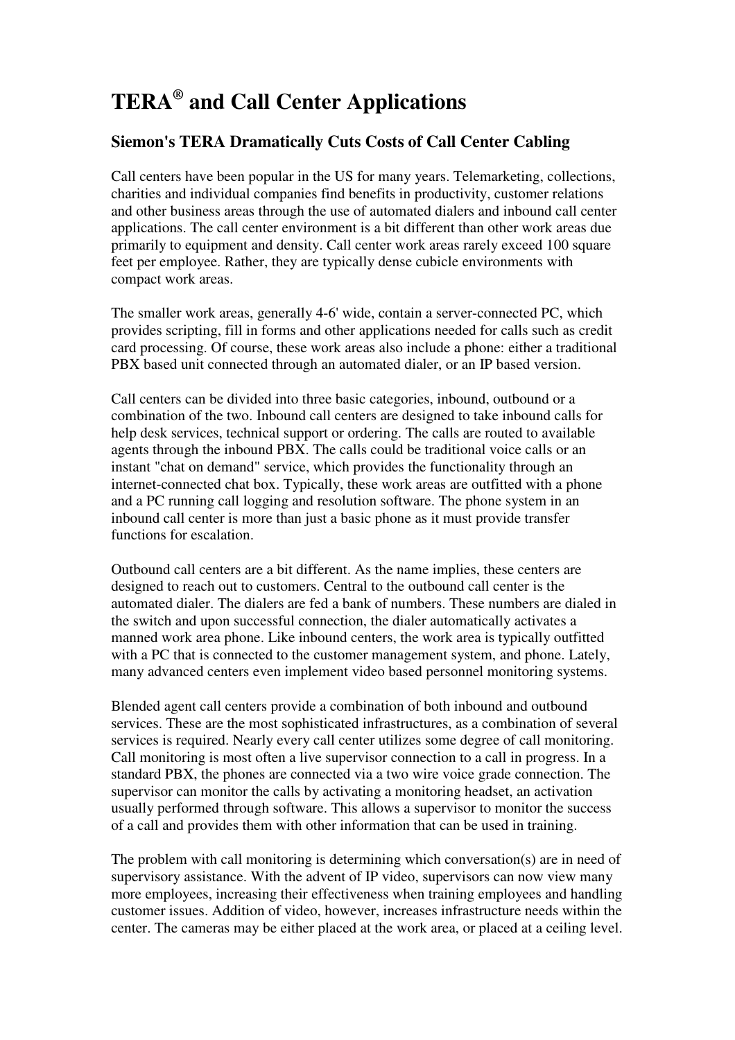# TERA® and Call Center Applications

## Siemon's TERA Dramatically Cuts Costs of Call Center Cabling

Call centers have been popular in the US for many years. Telemarketing, collections, charities and individual companies find benefits in productivity, customer relations and other business areas through the use of automated dialers and inbound call center applications. The call center environment is a bit different than other work areas due primarily to equipment and density. Call center work areas rarely exceed 100 square feet per employee. Rather, they are typically dense cubicle environments with compact work areas.

The smaller work areas, generally 4-6' wide, contain a server-connected PC, which provides scripting, fill in forms and other applications needed for calls such as credit card processing. Of course, these work areas also include a phone: either a traditional PBX based unit connected through an automated dialer, or an IP based version.

Call centers can be divided into three basic categories, inbound, outbound or a combination of the two. Inbound call centers are designed to take inbound calls for help desk services, technical support or ordering. The calls are routed to available agents through the inbound PBX. The calls could be traditional voice calls or an instant "chat on demand" service, which provides the functionality through an internet-connected chat box. Typically, these work areas are outfitted with a phone and a PC running call logging and resolution software. The phone system in an inbound call center is more than just a basic phone as it must provide transfer functions for escalation.

Outbound call centers are a bit different. As the name implies, these centers are designed to reach out to customers. Central to the outbound call center is the automated dialer. The dialers are fed a bank of numbers. These numbers are dialed in the switch and upon successful connection, the dialer automatically activates a manned work area phone. Like inbound centers, the work area is typically outfitted with a PC that is connected to the customer management system, and phone. Lately, many advanced centers even implement video based personnel monitoring systems.

Blended agent call centers provide a combination of both inbound and outbound services. These are the most sophisticated infrastructures, as a combination of several services is required. Nearly every call center utilizes some degree of call monitoring. Call monitoring is most often a live supervisor connection to a call in progress. In a standard PBX, the phones are connected via a two wire voice grade connection. The supervisor can monitor the calls by activating a monitoring headset, an activation usually performed through software. This allows a supervisor to monitor the success of a call and provides them with other information that can be used in training.

The problem with call monitoring is determining which conversation(s) are in need of supervisory assistance. With the advent of IP video, supervisors can now view many more employees, increasing their effectiveness when training employees and handling customer issues. Addition of video, however, increases infrastructure needs within the center. The cameras may be either placed at the work area, or placed at a ceiling level.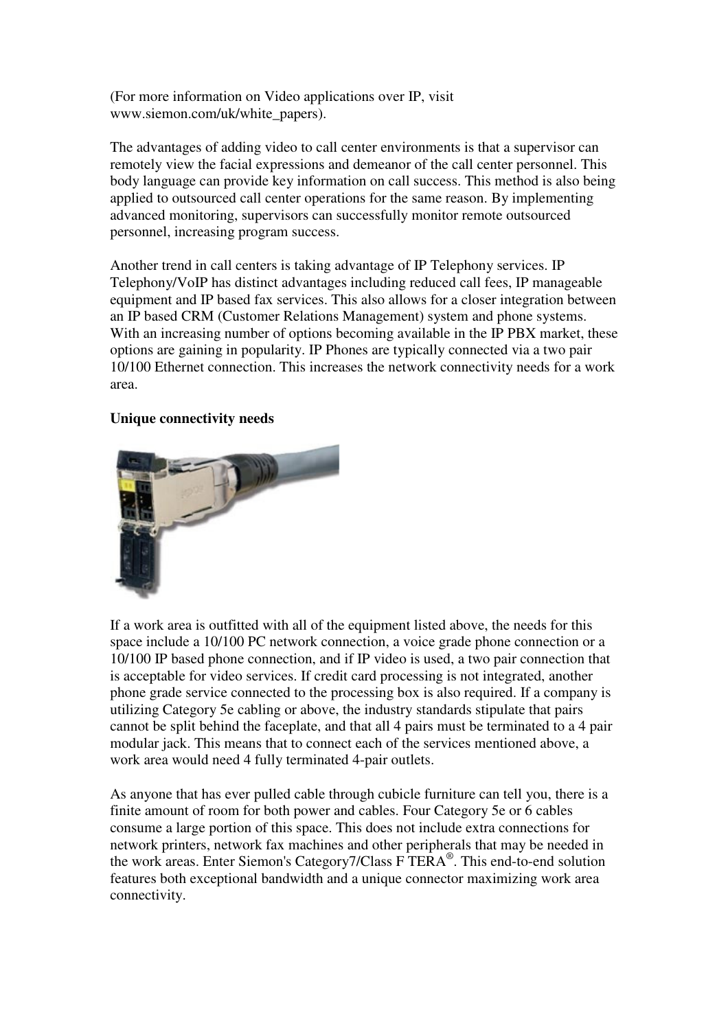(For more information on Video applications over IP, visit www.siemon.com/uk/white_papers).

The advantages of adding video to call center environments is that a supervisor can remotely view the facial expressions and demeanor of the call center personnel. This body language can provide key information on call success. This method is also being applied to outsourced call center operations for the same reason. By implementing advanced monitoring, supervisors can successfully monitor remote outsourced personnel, increasing program success.

Another trend in call centers is taking advantage of IP Telephony services. IP Telephony/VoIP has distinct advantages including reduced call fees, IP manageable equipment and IP based fax services. This also allows for a closer integration between an IP based CRM (Customer Relations Management) system and phone systems. With an increasing number of options becoming available in the IP PBX market, these options are gaining in popularity. IP Phones are typically connected via a two pair 10/100 Ethernet connection. This increases the network connectivity needs for a work area.

**Unique connectivity needs**

If a work area is outfitted with all of the equipment listed above, the needs for this space include a 10/100 PC network connection, a voice grade phone connection or a 10/100 IP based phone connection, and if IP video is used, a two pair connection that is acceptable for video services. If credit card processing is not integrated, another phone grade service connected to the processing box is also required. If a company is utilizing Category 5e cabling or above, the industry standards stipulate that pairs cannot be split behind the faceplate, and that all 4 pairs must be terminated to a 4 pair modular jack. This means that to connect each of the services mentioned above, a work area would need 4 fully terminated 4-pair outlets.

As anyone that has ever pulled cable through cubicle furniture can tell you, there is a finite amount of room for both power and cables. Four Category 5e or 6 cables consume a large portion of this space. This does not include extra connections for network printers, network fax machines and other peripherals that may be needed in the work areas. Enter Siemon's Category7/Class F TERA®. This end-to-end solution features both exceptional bandwidth and a unique connector maximizing work area connectivity.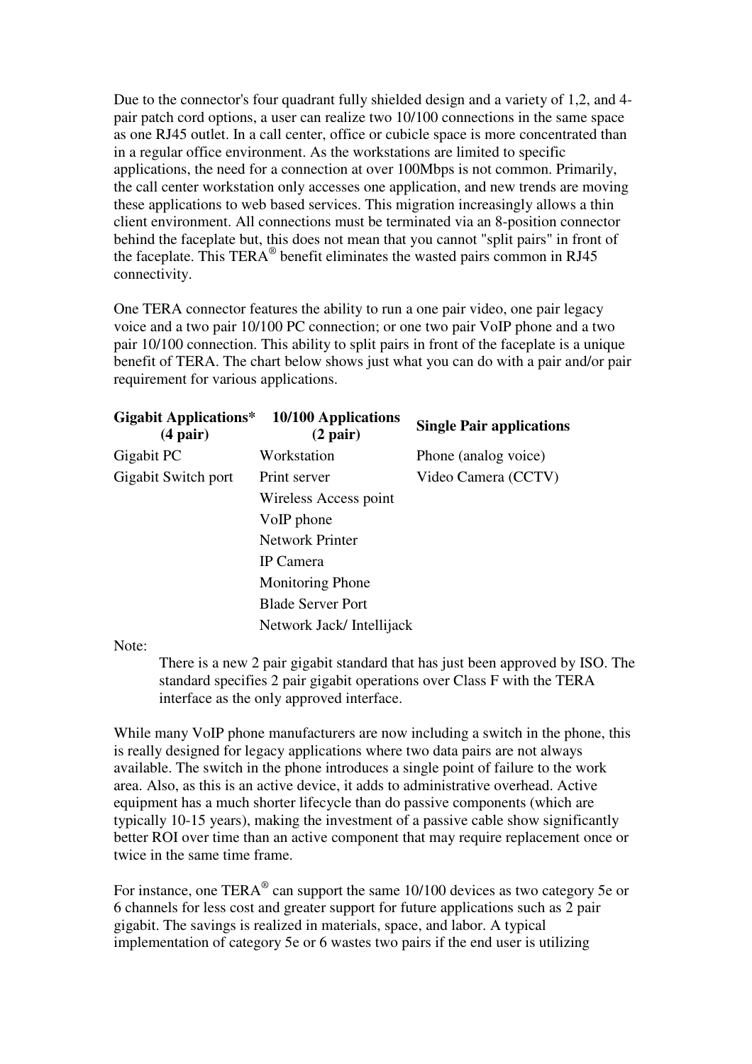Due to the connector's four quadrant fully shielded design and a variety of 1,2, and 4-pair patch cord options, a user can realize two 10/100 connections in the same space as one RJ45 outlet. In a call center, office or cubicle space is more concentrated than in a regular office environment. As the workstations are limited to specific applications, the need for a connection at over 100Mbps is not common. Primarily, the call center workstation only accesses one application, and new trends are moving these applications to web based services. This migration increasingly allows a thin client environment. All connections must be terminated via an 8-position connector behind the faceplate but, this does not mean that you cannot "split pairs" in front of the faceplate. This TERA® benefit eliminates the wasted pairs common in RJ45 connectivity.

One TERA connector features the ability to run a one pair video, one pair legacy voice and a two pair 10/100 PC connection; or one two pair VoIP phone and a two pair 10/100 connection. This ability to split pairs in front of the faceplate is a unique benefit of TERA. The chart below shows just what you can do with a pair and/or pair requirement for various applications.

| **Gigabit Applications* (4 pair)** | **10/100 Applications (2 pair)** | **Single Pair applications** |
|---|---|---|
| Gigabit PC | Workstation | Phone (analog voice) |
| Gigabit Switch port | Print server | Video Camera (CCTV) |
| | Wireless Access point | |
| | VoIP phone | |
| | Network Printer | |
| | IP Camera | |
| | Monitoring Phone | |
| | Blade Server Port | |
| | Network Jack/ Intellijack | |

Note:

> There is a new 2 pair gigabit standard that has just been approved by ISO. The standard specifies 2 pair gigabit operations over Class F with the TERA interface as the only approved interface.

While many VoIP phone manufacturers are now including a switch in the phone, this is really designed for legacy applications where two data pairs are not always available. The switch in the phone introduces a single point of failure to the work area. Also, as this is an active device, it adds to administrative overhead. Active equipment has a much shorter lifecycle than do passive components (which are typically 10-15 years), making the investment of a passive cable show significantly better ROI over time than an active component that may require replacement once or twice in the same time frame.

For instance, one TERA® can support the same 10/100 devices as two category 5e or 6 channels for less cost and greater support for future applications such as 2 pair gigabit. The savings is realized in materials, space, and labor. A typical implementation of category 5e or 6 wastes two pairs if the end user is utilizing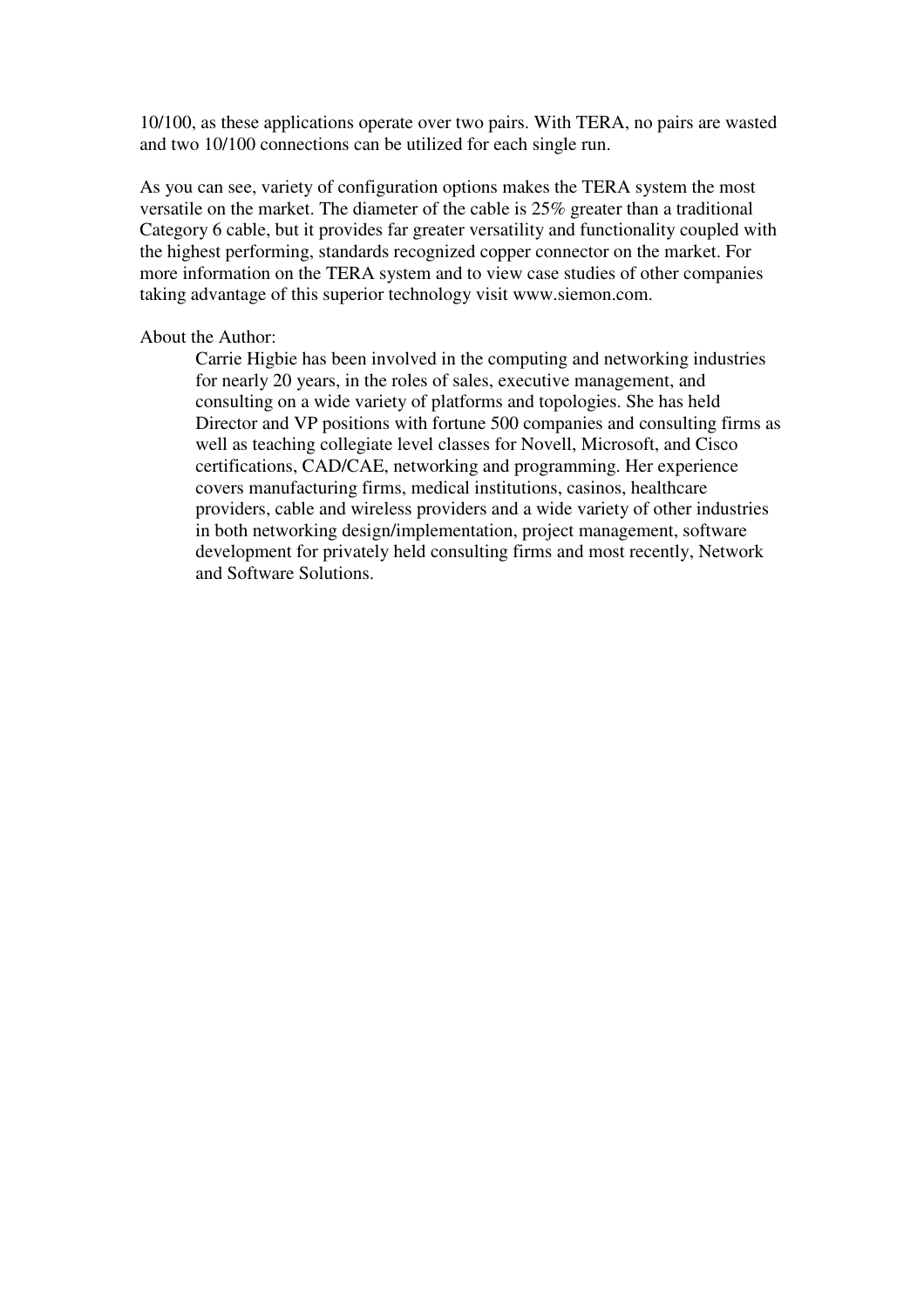10/100, as these applications operate over two pairs. With TERA, no pairs are wasted and two 10/100 connections can be utilized for each single run.

As you can see, variety of configuration options makes the TERA system the most versatile on the market. The diameter of the cable is 25% greater than a traditional Category 6 cable, but it provides far greater versatility and functionality coupled with the highest performing, standards recognized copper connector on the market. For more information on the TERA system and to view case studies of other companies taking advantage of this superior technology visit www.siemon.com.

About the Author:

> Carrie Higbie has been involved in the computing and networking industries for nearly 20 years, in the roles of sales, executive management, and consulting on a wide variety of platforms and topologies. She has held Director and VP positions with fortune 500 companies and consulting firms as well as teaching collegiate level classes for Novell, Microsoft, and Cisco certifications, CAD/CAE, networking and programming. Her experience covers manufacturing firms, medical institutions, casinos, healthcare providers, cable and wireless providers and a wide variety of other industries in both networking design/implementation, project management, software development for privately held consulting firms and most recently, Network and Software Solutions.